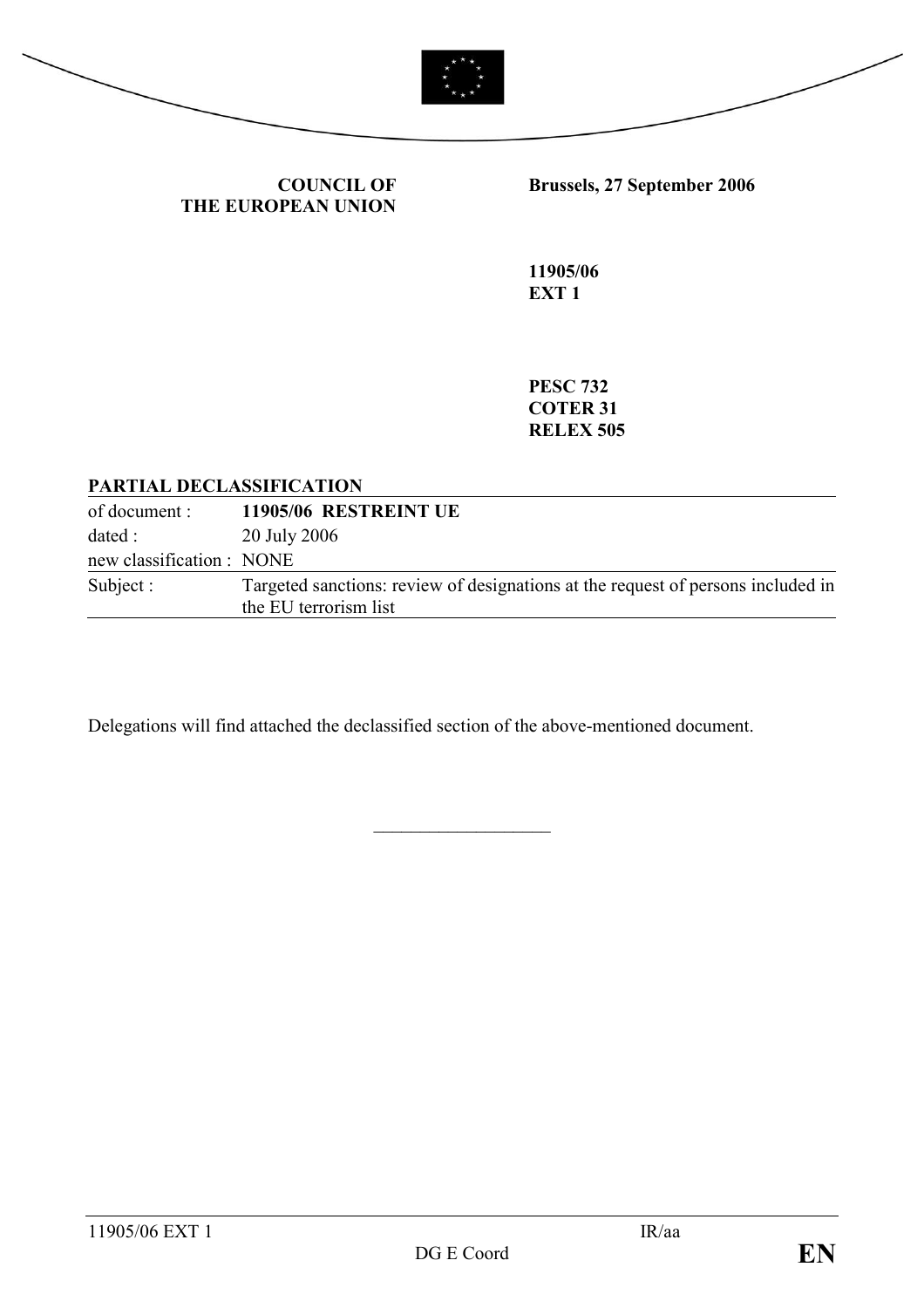**COUNCIL OF THE EUROPEAN UNION**

**Brussels, 27 September 2006**

**11905/06**
**EXT 1**

**PESC 732**
**COTER 31**
**RELEX 505**

**PARTIAL DECLASSIFICATION**

| | |
|---|---|
| of document : | **11905/06 RESTREINT UE** |
| dated : | 20 July 2006 |
| new classification : | NONE |
| Subject : | Targeted sanctions: review of designations at the request of persons included in the EU terrorism list |

Delegations will find attached the declassified section of the above-mentioned document.

\_\_\_\_\_\_\_\_\_\_\_\_\_\_\_\_\_\_\_\_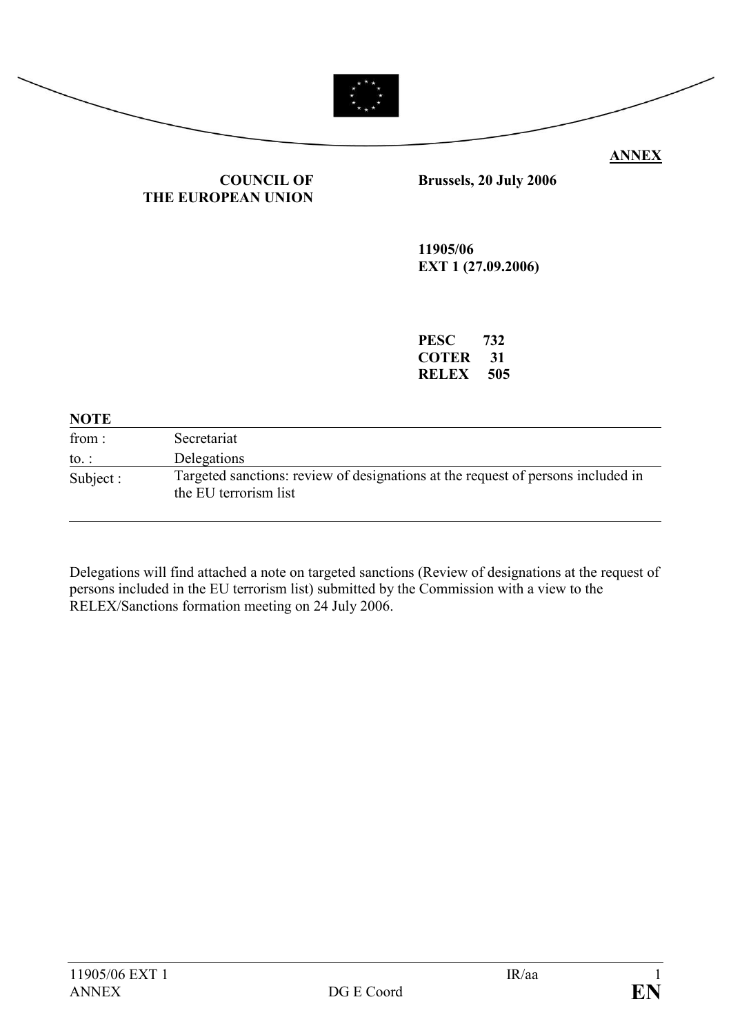**ANNEX**

**COUNCIL OF THE EUROPEAN UNION**

**Brussels, 20 July 2006**

**11905/06**
**EXT 1 (27.09.2006)**

**PESC 732**
**COTER 31**
**RELEX 505**

**NOTE**

| | |
|---|---|
| from : | Secretariat |
| to. : | Delegations |
| Subject : | Targeted sanctions: review of designations at the request of persons included in the EU terrorism list |

Delegations will find attached a note on targeted sanctions (Review of designations at the request of persons included in the EU terrorism list) submitted by the Commission with a view to the RELEX/Sanctions formation meeting on 24 July 2006.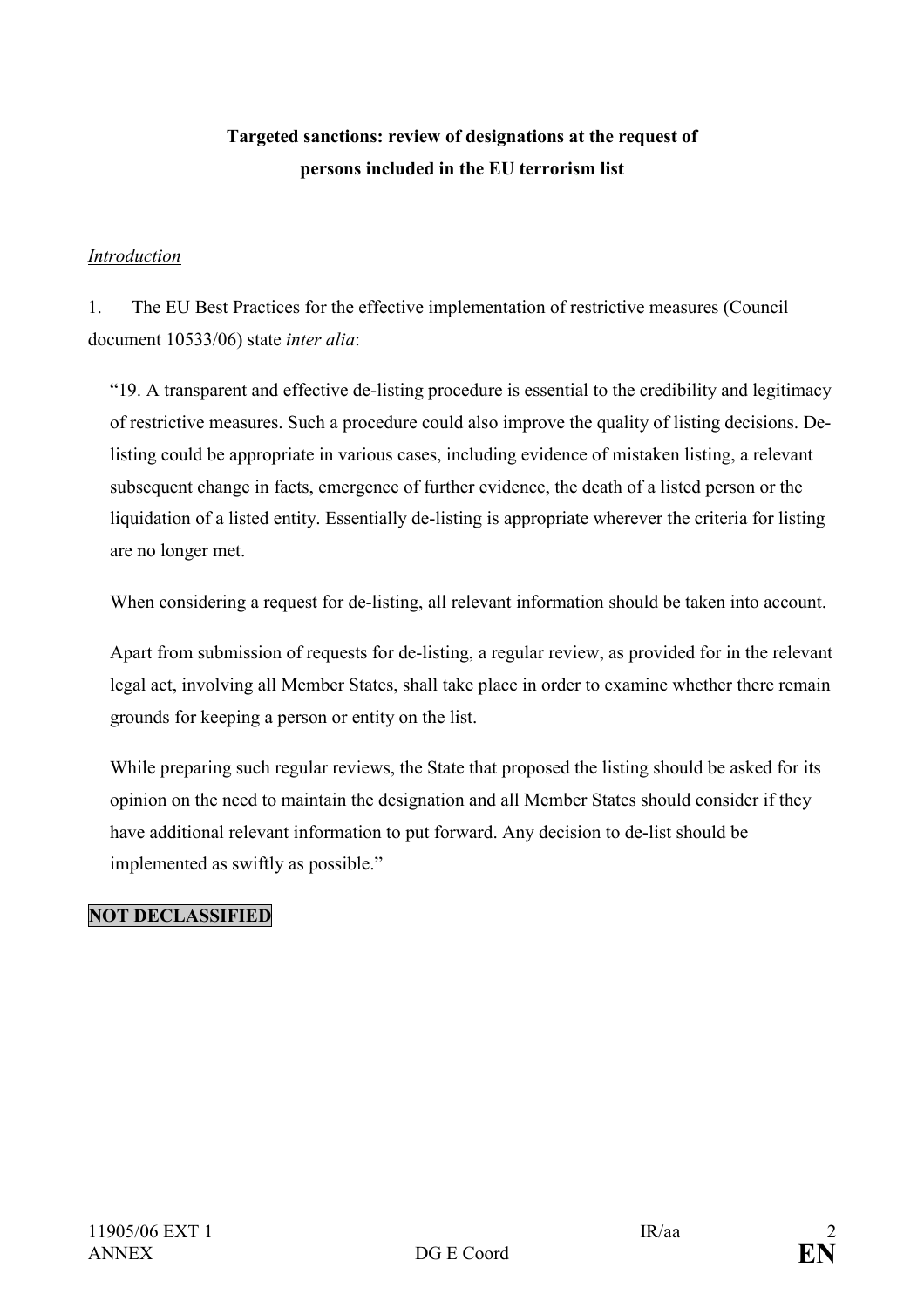**Targeted sanctions: review of designations at the request of persons included in the EU terrorism list**

*Introduction*

1. The EU Best Practices for the effective implementation of restrictive measures (Council document 10533/06) state *inter alia*:

> "19. A transparent and effective de-listing procedure is essential to the credibility and legitimacy of restrictive measures. Such a procedure could also improve the quality of listing decisions. De-listing could be appropriate in various cases, including evidence of mistaken listing, a relevant subsequent change in facts, emergence of further evidence, the death of a listed person or the liquidation of a listed entity. Essentially de-listing is appropriate wherever the criteria for listing are no longer met.
>
> When considering a request for de-listing, all relevant information should be taken into account.
>
> Apart from submission of requests for de-listing, a regular review, as provided for in the relevant legal act, involving all Member States, shall take place in order to examine whether there remain grounds for keeping a person or entity on the list.
>
> While preparing such regular reviews, the State that proposed the listing should be asked for its opinion on the need to maintain the designation and all Member States should consider if they have additional relevant information to put forward. Any decision to de-list should be implemented as swiftly as possible."

**NOT DECLASSIFIED**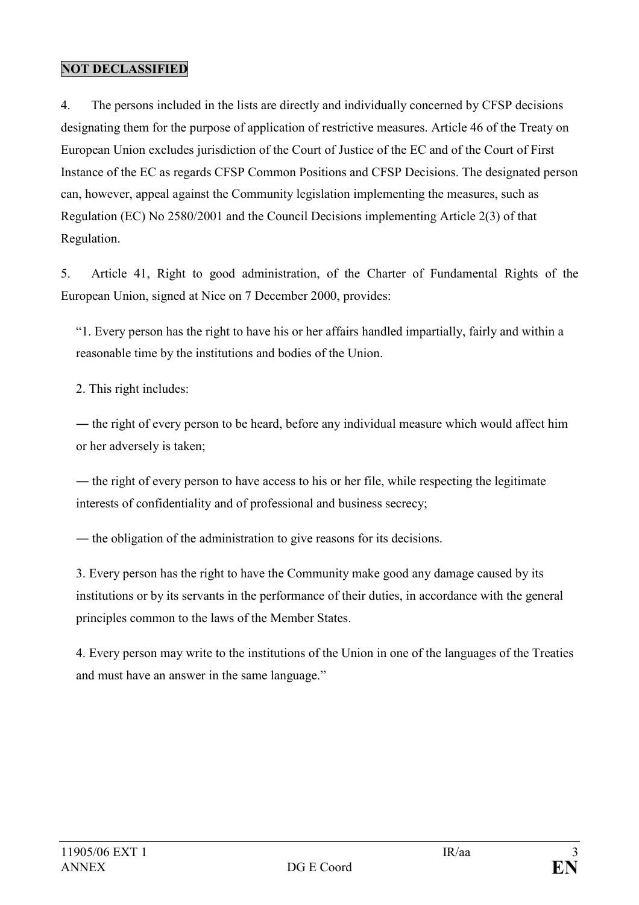**NOT DECLASSIFIED**

4. The persons included in the lists are directly and individually concerned by CFSP decisions designating them for the purpose of application of restrictive measures. Article 46 of the Treaty on European Union excludes jurisdiction of the Court of Justice of the EC and of the Court of First Instance of the EC as regards CFSP Common Positions and CFSP Decisions. The designated person can, however, appeal against the Community legislation implementing the measures, such as Regulation (EC) No 2580/2001 and the Council Decisions implementing Article 2(3) of that Regulation.

5. Article 41, Right to good administration, of the Charter of Fundamental Rights of the European Union, signed at Nice on 7 December 2000, provides:

> "1. Every person has the right to have his or her affairs handled impartially, fairly and within a reasonable time by the institutions and bodies of the Union.
>
> 2. This right includes:
>
> ― the right of every person to be heard, before any individual measure which would affect him or her adversely is taken;
>
> ― the right of every person to have access to his or her file, while respecting the legitimate interests of confidentiality and of professional and business secrecy;
>
> ― the obligation of the administration to give reasons for its decisions.
>
> 3. Every person has the right to have the Community make good any damage caused by its institutions or by its servants in the performance of their duties, in accordance with the general principles common to the laws of the Member States.
>
> 4. Every person may write to the institutions of the Union in one of the languages of the Treaties and must have an answer in the same language."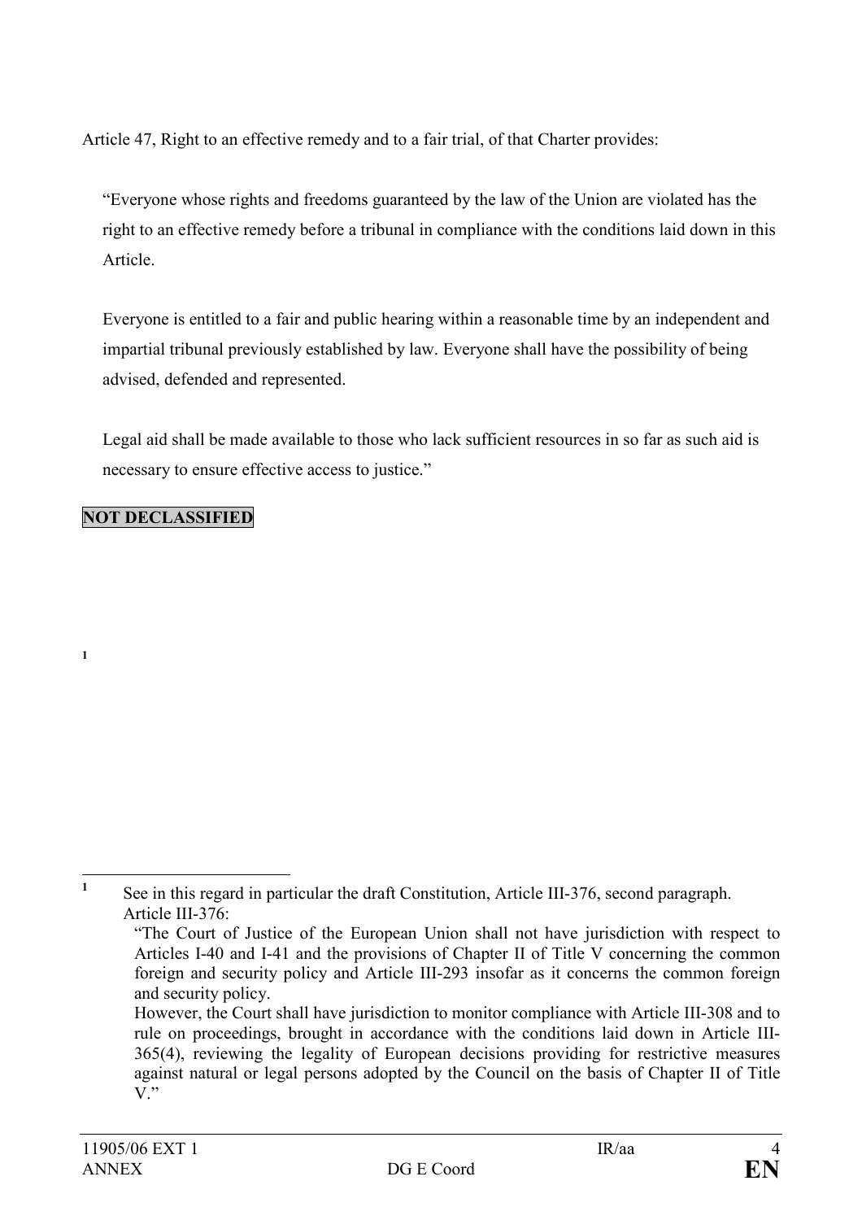Article 47, Right to an effective remedy and to a fair trial, of that Charter provides:

> "Everyone whose rights and freedoms guaranteed by the law of the Union are violated has the right to an effective remedy before a tribunal in compliance with the conditions laid down in this Article.
>
> Everyone is entitled to a fair and public hearing within a reasonable time by an independent and impartial tribunal previously established by law. Everyone shall have the possibility of being advised, defended and represented.
>
> Legal aid shall be made available to those who lack sufficient resources in so far as such aid is necessary to ensure effective access to justice."

**NOT DECLASSIFIED**

[1]

---

[1] See in this regard in particular the draft Constitution, Article III-376, second paragraph.
Article III-376:
"The Court of Justice of the European Union shall not have jurisdiction with respect to Articles I-40 and I-41 and the provisions of Chapter II of Title V concerning the common foreign and security policy and Article III-293 insofar as it concerns the common foreign and security policy.
However, the Court shall have jurisdiction to monitor compliance with Article III-308 and to rule on proceedings, brought in accordance with the conditions laid down in Article III-365(4), reviewing the legality of European decisions providing for restrictive measures against natural or legal persons adopted by the Council on the basis of Chapter II of Title V."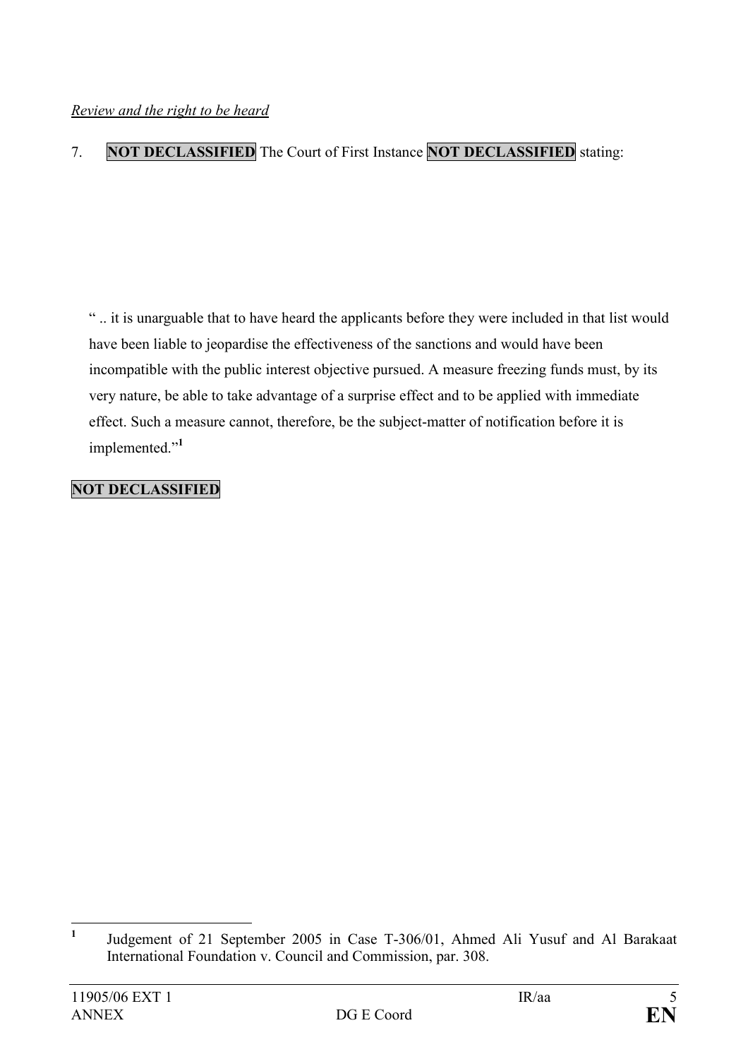*Review and the right to be heard*

7. **NOT DECLASSIFIED** The Court of First Instance **NOT DECLASSIFIED** stating:

> " .. it is unarguable that to have heard the applicants before they were included in that list would have been liable to jeopardise the effectiveness of the sanctions and would have been incompatible with the public interest objective pursued. A measure freezing funds must, by its very nature, be able to take advantage of a surprise effect and to be applied with immediate effect. Such a measure cannot, therefore, be the subject-matter of notification before it is implemented."[1]

**NOT DECLASSIFIED**

---

[1] Judgement of 21 September 2005 in Case T-306/01, Ahmed Ali Yusuf and Al Barakaat International Foundation v. Council and Commission, par. 308.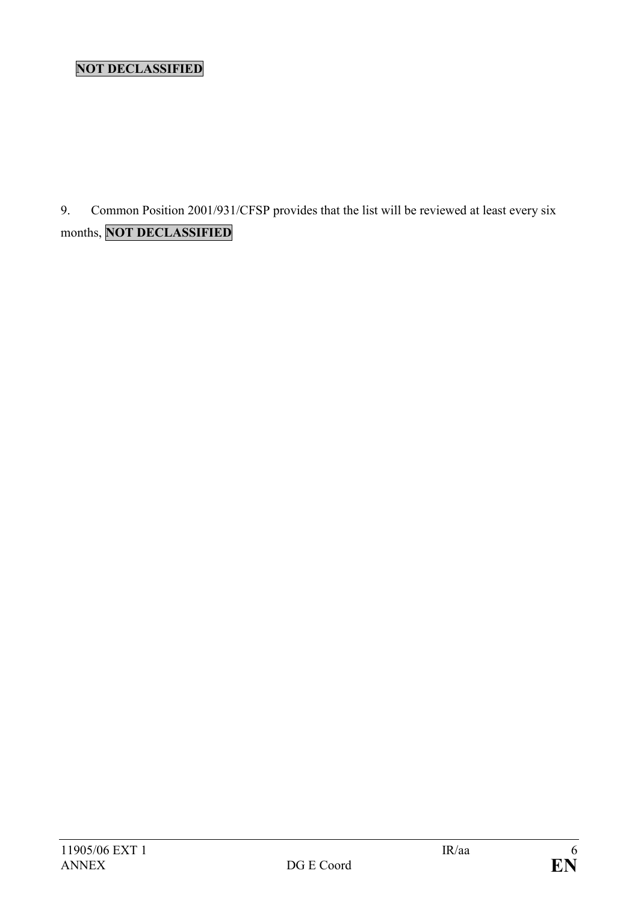**NOT DECLASSIFIED**

9. Common Position 2001/931/CFSP provides that the list will be reviewed at least every six months, **NOT DECLASSIFIED**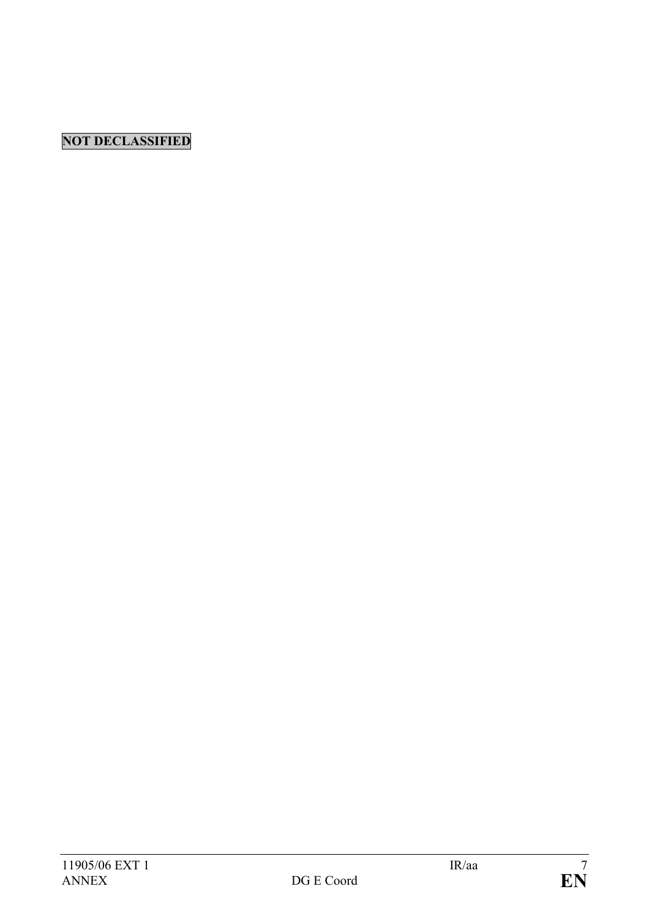**NOT DECLASSIFIED**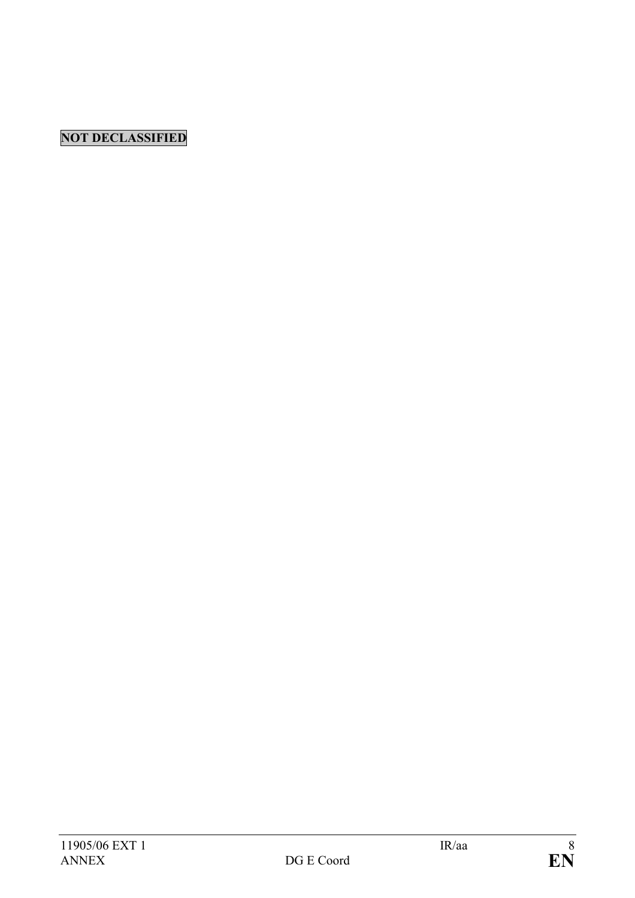**NOT DECLASSIFIED**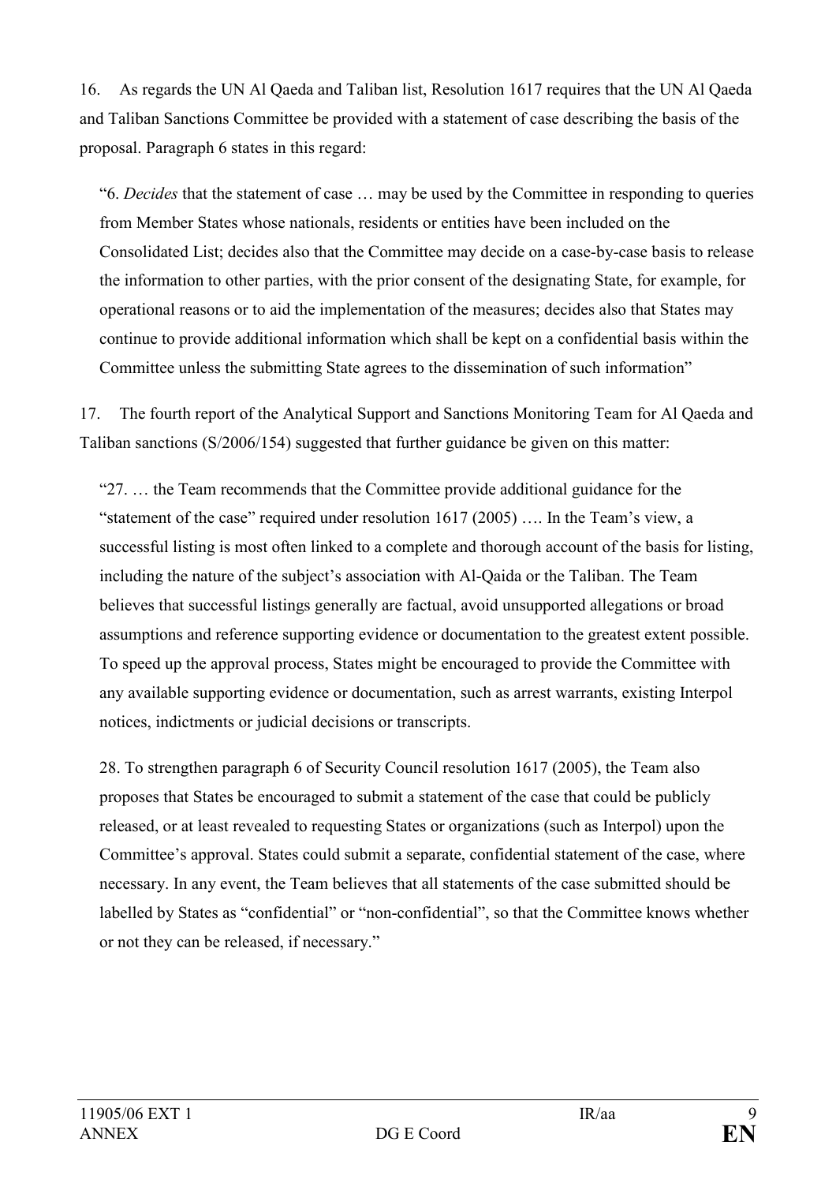16. As regards the UN Al Qaeda and Taliban list, Resolution 1617 requires that the UN Al Qaeda and Taliban Sanctions Committee be provided with a statement of case describing the basis of the proposal. Paragraph 6 states in this regard:

> "6. *Decides* that the statement of case … may be used by the Committee in responding to queries from Member States whose nationals, residents or entities have been included on the Consolidated List; decides also that the Committee may decide on a case-by-case basis to release the information to other parties, with the prior consent of the designating State, for example, for operational reasons or to aid the implementation of the measures; decides also that States may continue to provide additional information which shall be kept on a confidential basis within the Committee unless the submitting State agrees to the dissemination of such information"

17. The fourth report of the Analytical Support and Sanctions Monitoring Team for Al Qaeda and Taliban sanctions (S/2006/154) suggested that further guidance be given on this matter:

> "27. … the Team recommends that the Committee provide additional guidance for the "statement of the case" required under resolution 1617 (2005) …. In the Team's view, a successful listing is most often linked to a complete and thorough account of the basis for listing, including the nature of the subject's association with Al-Qaida or the Taliban. The Team believes that successful listings generally are factual, avoid unsupported allegations or broad assumptions and reference supporting evidence or documentation to the greatest extent possible. To speed up the approval process, States might be encouraged to provide the Committee with any available supporting evidence or documentation, such as arrest warrants, existing Interpol notices, indictments or judicial decisions or transcripts.
>
> 28. To strengthen paragraph 6 of Security Council resolution 1617 (2005), the Team also proposes that States be encouraged to submit a statement of the case that could be publicly released, or at least revealed to requesting States or organizations (such as Interpol) upon the Committee's approval. States could submit a separate, confidential statement of the case, where necessary. In any event, the Team believes that all statements of the case submitted should be labelled by States as "confidential" or "non-confidential", so that the Committee knows whether or not they can be released, if necessary."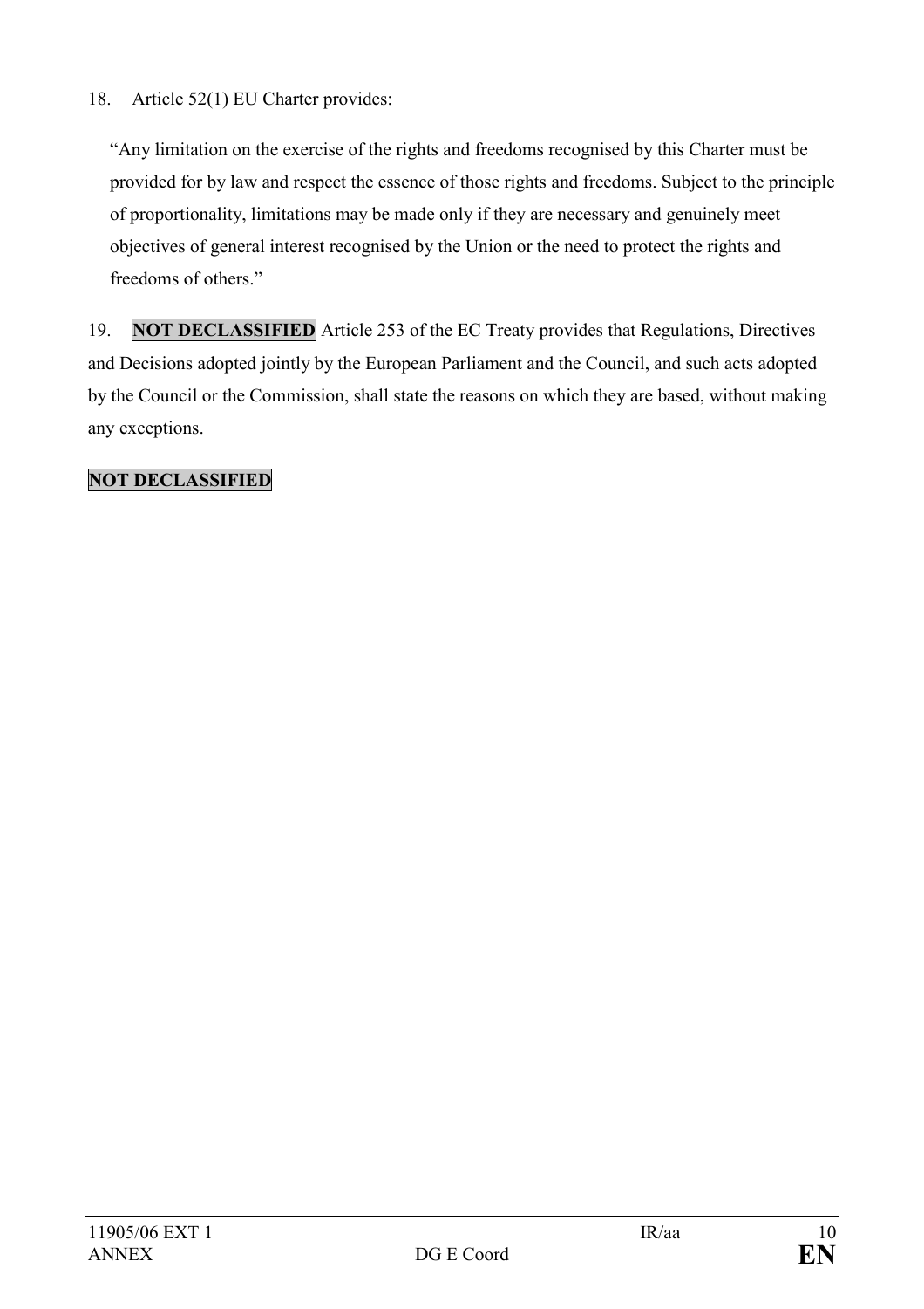18. Article 52(1) EU Charter provides:

"Any limitation on the exercise of the rights and freedoms recognised by this Charter must be provided for by law and respect the essence of those rights and freedoms. Subject to the principle of proportionality, limitations may be made only if they are necessary and genuinely meet objectives of general interest recognised by the Union or the need to protect the rights and freedoms of others."

19. **NOT DECLASSIFIED** Article 253 of the EC Treaty provides that Regulations, Directives and Decisions adopted jointly by the European Parliament and the Council, and such acts adopted by the Council or the Commission, shall state the reasons on which they are based, without making any exceptions.

**NOT DECLASSIFIED**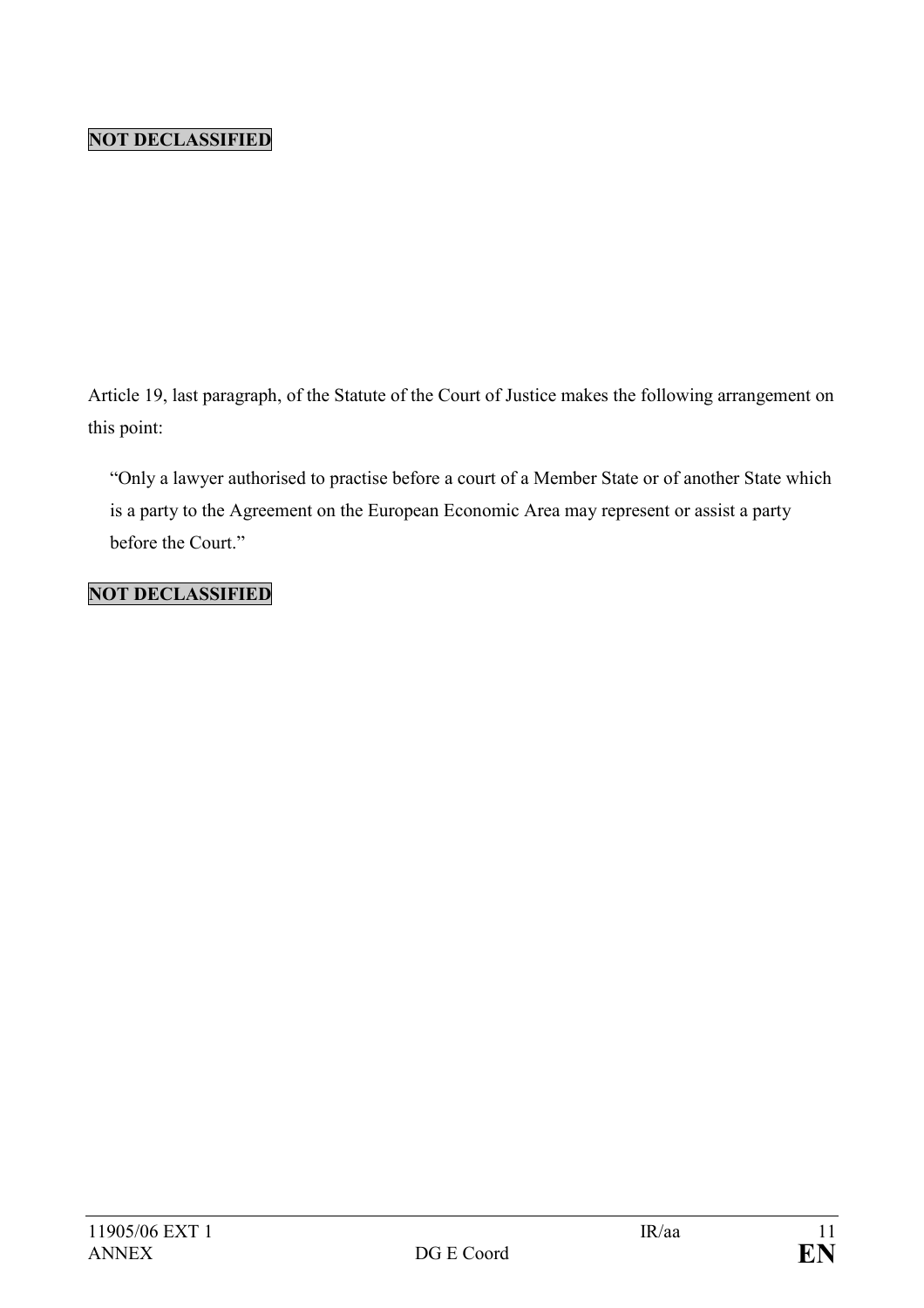**NOT DECLASSIFIED**

Article 19, last paragraph, of the Statute of the Court of Justice makes the following arrangement on this point:

> "Only a lawyer authorised to practise before a court of a Member State or of another State which is a party to the Agreement on the European Economic Area may represent or assist a party before the Court."

**NOT DECLASSIFIED**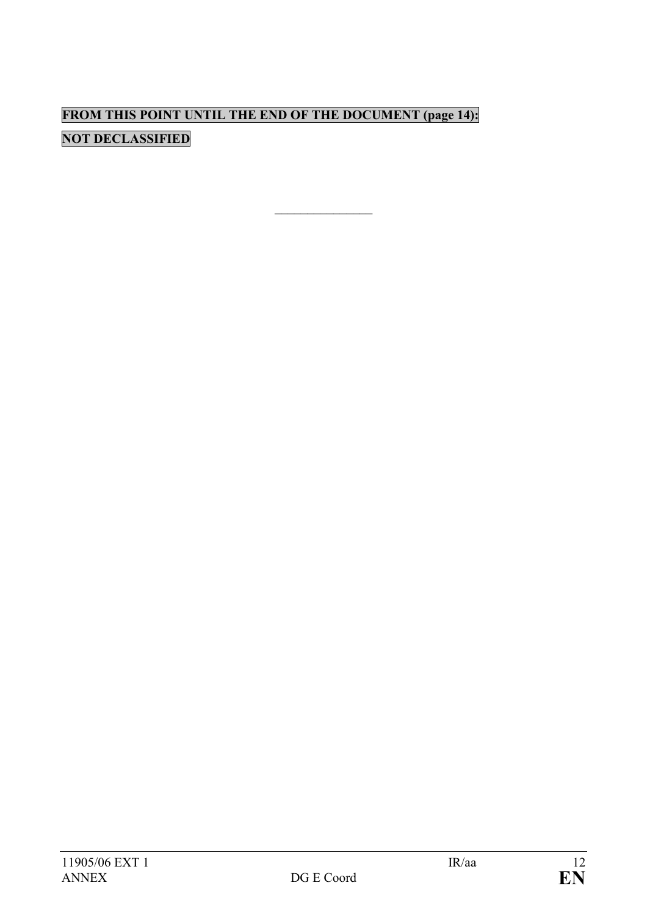**FROM THIS POINT UNTIL THE END OF THE DOCUMENT (page 14):**

**NOT DECLASSIFIED**

________________